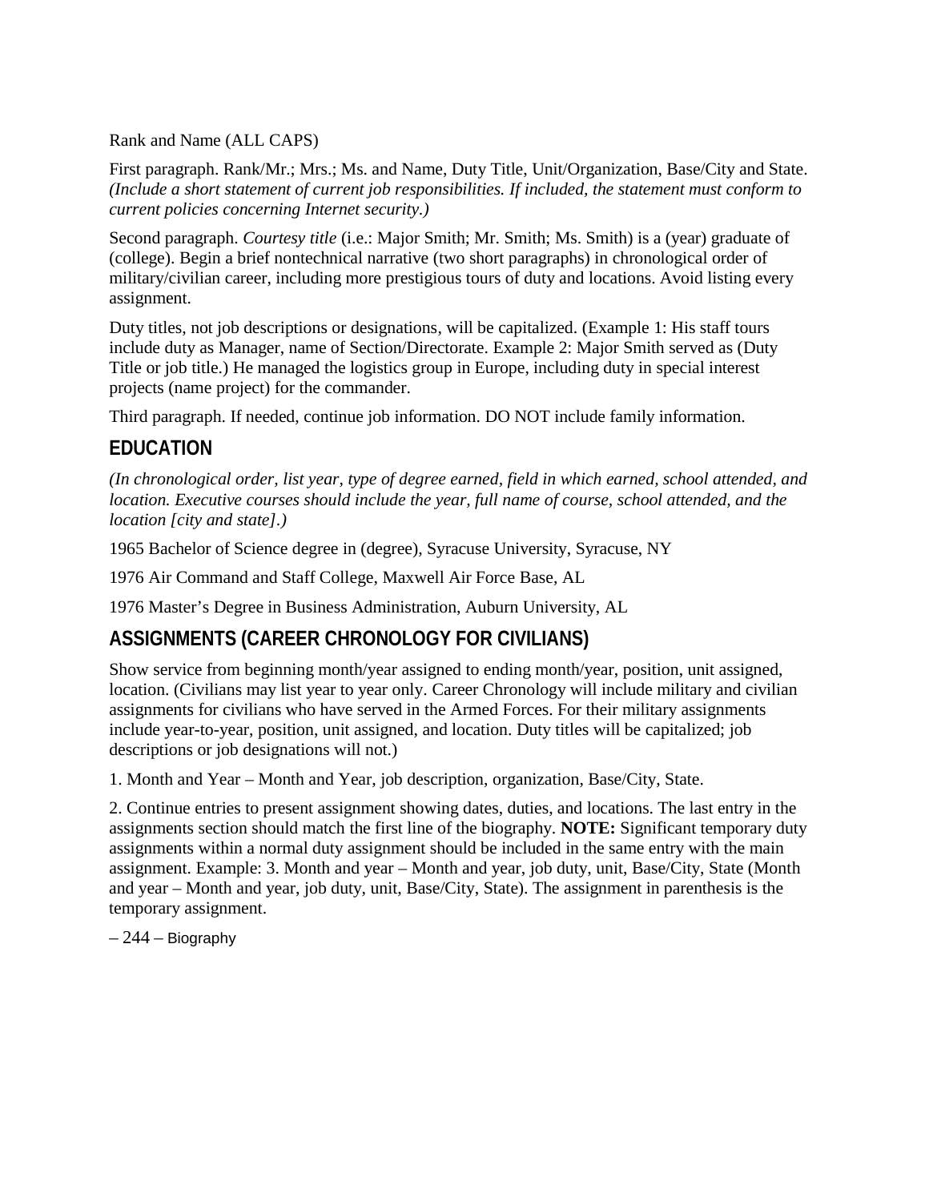Rank and Name (ALL CAPS)

First paragraph. Rank/Mr.; Mrs.; Ms. and Name, Duty Title, Unit/Organization, Base/City and State. *(Include a short statement of current job responsibilities. If included, the statement must conform to current policies concerning Internet security.)*

Second paragraph. *Courtesy title* (i.e.: Major Smith; Mr. Smith; Ms. Smith) is a (year) graduate of (college). Begin a brief nontechnical narrative (two short paragraphs) in chronological order of military/civilian career, including more prestigious tours of duty and locations. Avoid listing every assignment.

Duty titles, not job descriptions or designations, will be capitalized. (Example 1: His staff tours include duty as Manager, name of Section/Directorate. Example 2: Major Smith served as (Duty Title or job title.) He managed the logistics group in Europe, including duty in special interest projects (name project) for the commander.

Third paragraph. If needed, continue job information. DO NOT include family information.

## EDUCATION

*(In chronological order, list year, type of degree earned, field in which earned, school attended, and location. Executive courses should include the year, full name of course, school attended, and the location [city and state].)*

1965 Bachelor of Science degree in (degree), Syracuse University, Syracuse, NY

1976 Air Command and Staff College, Maxwell Air Force Base, AL

1976 Master's Degree in Business Administration, Auburn University, AL

## ASSIGNMENTS (CAREER CHRONOLOGY FOR CIVILIANS)

Show service from beginning month/year assigned to ending month/year, position, unit assigned, location. (Civilians may list year to year only. Career Chronology will include military and civilian assignments for civilians who have served in the Armed Forces. For their military assignments include year-to-year, position, unit assigned, and location. Duty titles will be capitalized; job descriptions or job designations will not.)

1. Month and Year – Month and Year, job description, organization, Base/City, State.

2. Continue entries to present assignment showing dates, duties, and locations. The last entry in the assignments section should match the first line of the biography. **NOTE:** Significant temporary duty assignments within a normal duty assignment should be included in the same entry with the main assignment. Example: 3. Month and year – Month and year, job duty, unit, Base/City, State (Month and year – Month and year, job duty, unit, Base/City, State). The assignment in parenthesis is the temporary assignment.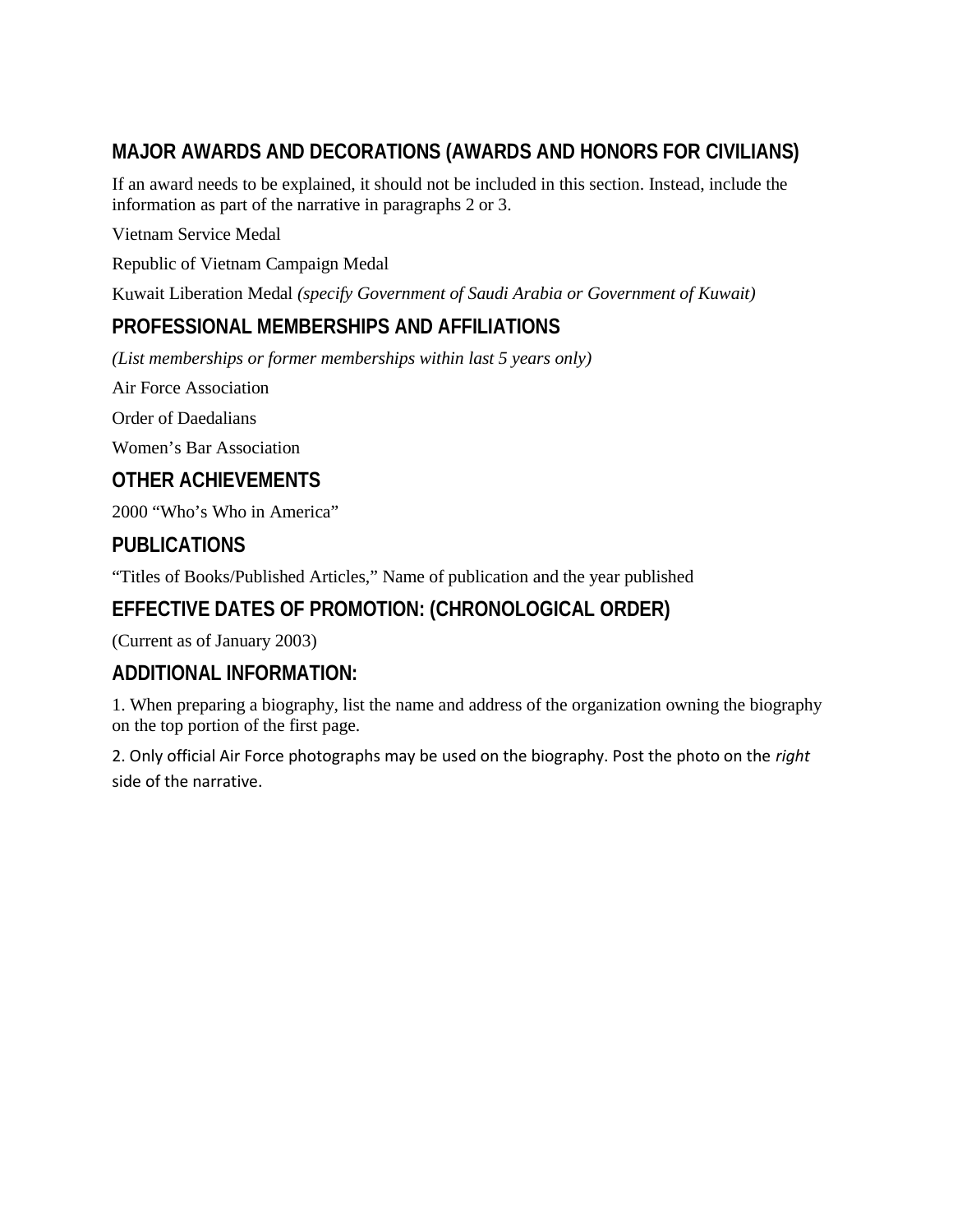## MAJOR AWARDS AND DECORATIONS (AWARDS AND HONORS FOR CIVILIANS)

If an award needs to be explained, it should not be included in this section. Instead, include the information as part of the narrative in paragraphs 2 or 3.

Vietnam Service Medal

Republic of Vietnam Campaign Medal

Kuwait Liberation Medal *(specify Government of Saudi Arabia or Government of Kuwait)*

## PROFESSIONAL MEMBERSHIPS AND AFFILIATIONS

*(List memberships or former memberships within last 5 years only)*

Air Force Association

Order of Daedalians

Women's Bar Association

## OTHER ACHIEVEMENTS

2000 "Who's Who in America"

## PUBLICATIONS

"Titles of Books/Published Articles," Name of publication and the year published

## EFFECTIVE DATES OF PROMOTION: (CHRONOLOGICAL ORDER)

(Current as of January 2003)

## ADDITIONAL INFORMATION:

1. When preparing a biography, list the name and address of the organization owning the biography on the top portion of the first page.

2. Only official Air Force photographs may be used on the biography. Post the photo on the *right* side of the narrative.